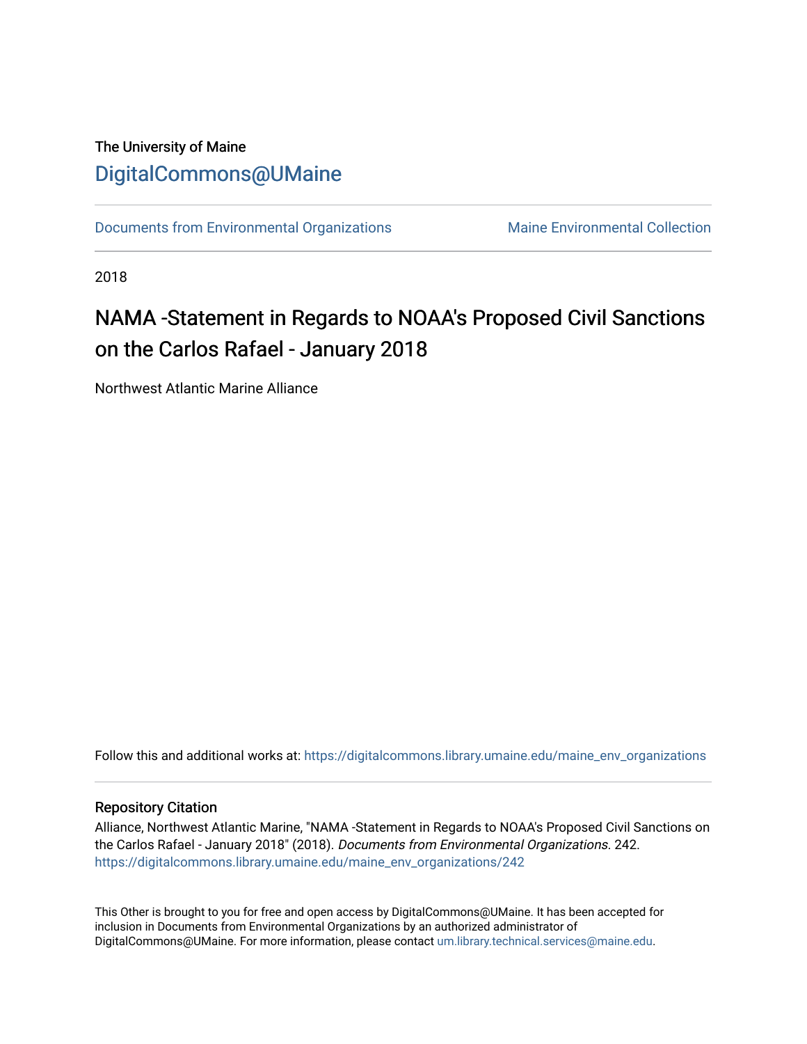The University of Maine

# DigitalCommons@UMaine

Documents from Environmental Organizations | Maine Environmental Collection

2018

## NAMA -Statement in Regards to NOAA's Proposed Civil Sanctions on the Carlos Rafael - January 2018

Northwest Atlantic Marine Alliance

Follow this and additional works at: https://digitalcommons.library.umaine.edu/maine_env_organizations

### Repository Citation

Alliance, Northwest Atlantic Marine, "NAMA -Statement in Regards to NOAA's Proposed Civil Sanctions on the Carlos Rafael - January 2018" (2018). *Documents from Environmental Organizations*. 242.
https://digitalcommons.library.umaine.edu/maine_env_organizations/242

This Other is brought to you for free and open access by DigitalCommons@UMaine. It has been accepted for inclusion in Documents from Environmental Organizations by an authorized administrator of DigitalCommons@UMaine. For more information, please contact um.library.technical.services@maine.edu.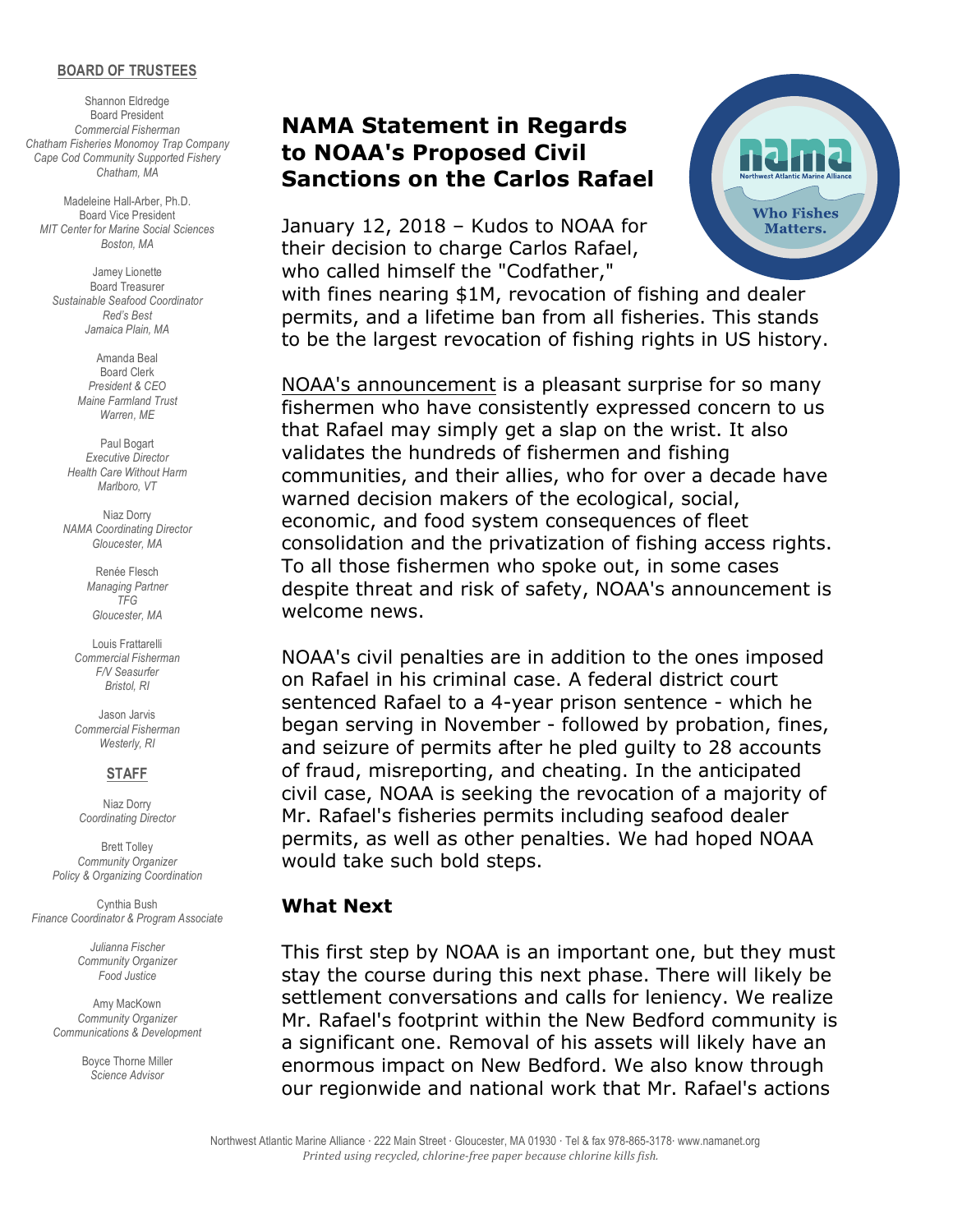**BOARD OF TRUSTEES**

Shannon Eldredge
Board President
*Commercial Fisherman*
*Chatham Fisheries Monomoy Trap Company*
*Cape Cod Community Supported Fishery*
*Chatham, MA*

Madeleine Hall-Arber, Ph.D.
Board Vice President
*MIT Center for Marine Social Sciences*
*Boston, MA*

Jamey Lionette
Board Treasurer
*Sustainable Seafood Coordinator*
*Red's Best*
*Jamaica Plain, MA*

Amanda Beal
Board Clerk
*President & CEO*
*Maine Farmland Trust*
*Warren, ME*

Paul Bogart
*Executive Director*
*Health Care Without Harm*
*Marlboro, VT*

Niaz Dorry
*NAMA Coordinating Director*
*Gloucester, MA*

Renée Flesch
*Managing Partner*
*TFG*
*Gloucester, MA*

Louis Frattarelli
*Commercial Fisherman*
*F/V Seasurfer*
*Bristol, RI*

Jason Jarvis
*Commercial Fisherman*
*Westerly, RI*

**STAFF**

Niaz Dorry
*Coordinating Director*

Brett Tolley
*Community Organizer*
*Policy & Organizing Coordination*

Cynthia Bush
*Finance Coordinator & Program Associate*

*Julianna Fischer*
*Community Organizer*
*Food Justice*

Amy MacKown
*Community Organizer*
*Communications & Development*

Boyce Thorne Miller
*Science Advisor*

# NAMA Statement in Regards to NOAA's Proposed Civil Sanctions on the Carlos Rafael

January 12, 2018 – Kudos to NOAA for their decision to charge Carlos Rafael, who called himself the "Codfather," with fines nearing $1M, revocation of fishing and dealer permits, and a lifetime ban from all fisheries. This stands to be the largest revocation of fishing rights in US history.

NOAA's announcement is a pleasant surprise for so many fishermen who have consistently expressed concern to us that Rafael may simply get a slap on the wrist. It also validates the hundreds of fishermen and fishing communities, and their allies, who for over a decade have warned decision makers of the ecological, social, economic, and food system consequences of fleet consolidation and the privatization of fishing access rights. To all those fishermen who spoke out, in some cases despite threat and risk of safety, NOAA's announcement is welcome news.

NOAA's civil penalties are in addition to the ones imposed on Rafael in his criminal case. A federal district court sentenced Rafael to a 4-year prison sentence - which he began serving in November - followed by probation, fines, and seizure of permits after he pled guilty to 28 accounts of fraud, misreporting, and cheating. In the anticipated civil case, NOAA is seeking the revocation of a majority of Mr. Rafael's fisheries permits including seafood dealer permits, as well as other penalties. We had hoped NOAA would take such bold steps.

## What Next

This first step by NOAA is an important one, but they must stay the course during this next phase. There will likely be settlement conversations and calls for leniency. We realize Mr. Rafael's footprint within the New Bedford community is a significant one. Removal of his assets will likely have an enormous impact on New Bedford. We also know through our regionwide and national work that Mr. Rafael's actions

Northwest Atlantic Marine Alliance · 222 Main Street · Gloucester, MA 01930 · Tel & fax 978-865-3178· www.namanet.org
*Printed using recycled, chlorine-free paper because chlorine kills fish.*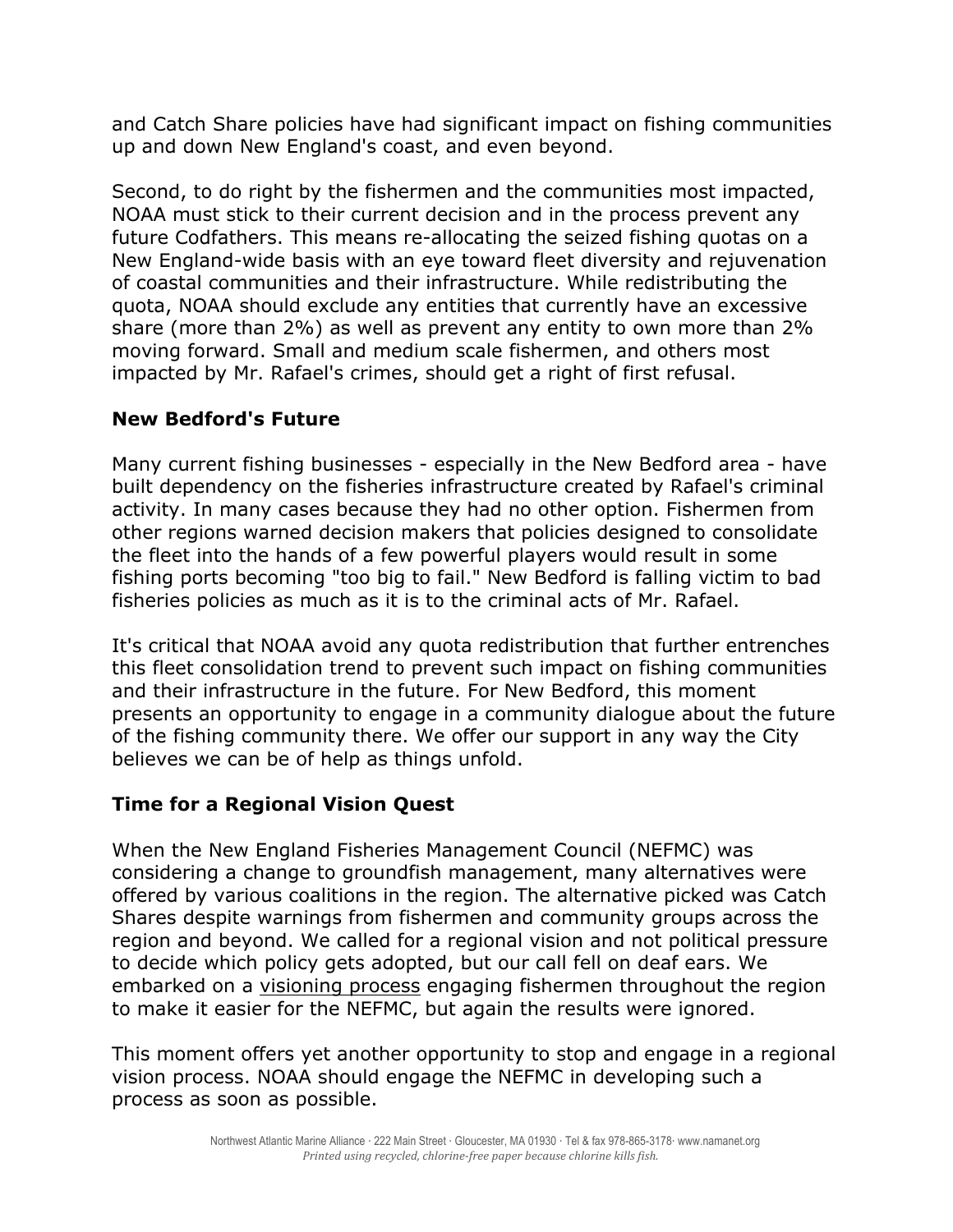and Catch Share policies have had significant impact on fishing communities up and down New England's coast, and even beyond.

Second, to do right by the fishermen and the communities most impacted, NOAA must stick to their current decision and in the process prevent any future Codfathers. This means re-allocating the seized fishing quotas on a New England-wide basis with an eye toward fleet diversity and rejuvenation of coastal communities and their infrastructure. While redistributing the quota, NOAA should exclude any entities that currently have an excessive share (more than 2%) as well as prevent any entity to own more than 2% moving forward. Small and medium scale fishermen, and others most impacted by Mr. Rafael's crimes, should get a right of first refusal.

## New Bedford's Future

Many current fishing businesses - especially in the New Bedford area - have built dependency on the fisheries infrastructure created by Rafael's criminal activity. In many cases because they had no other option. Fishermen from other regions warned decision makers that policies designed to consolidate the fleet into the hands of a few powerful players would result in some fishing ports becoming "too big to fail." New Bedford is falling victim to bad fisheries policies as much as it is to the criminal acts of Mr. Rafael.

It's critical that NOAA avoid any quota redistribution that further entrenches this fleet consolidation trend to prevent such impact on fishing communities and their infrastructure in the future. For New Bedford, this moment presents an opportunity to engage in a community dialogue about the future of the fishing community there. We offer our support in any way the City believes we can be of help as things unfold.

## Time for a Regional Vision Quest

When the New England Fisheries Management Council (NEFMC) was considering a change to groundfish management, many alternatives were offered by various coalitions in the region. The alternative picked was Catch Shares despite warnings from fishermen and community groups across the region and beyond. We called for a regional vision and not political pressure to decide which policy gets adopted, but our call fell on deaf ears. We embarked on a visioning process engaging fishermen throughout the region to make it easier for the NEFMC, but again the results were ignored.

This moment offers yet another opportunity to stop and engage in a regional vision process. NOAA should engage the NEFMC in developing such a process as soon as possible.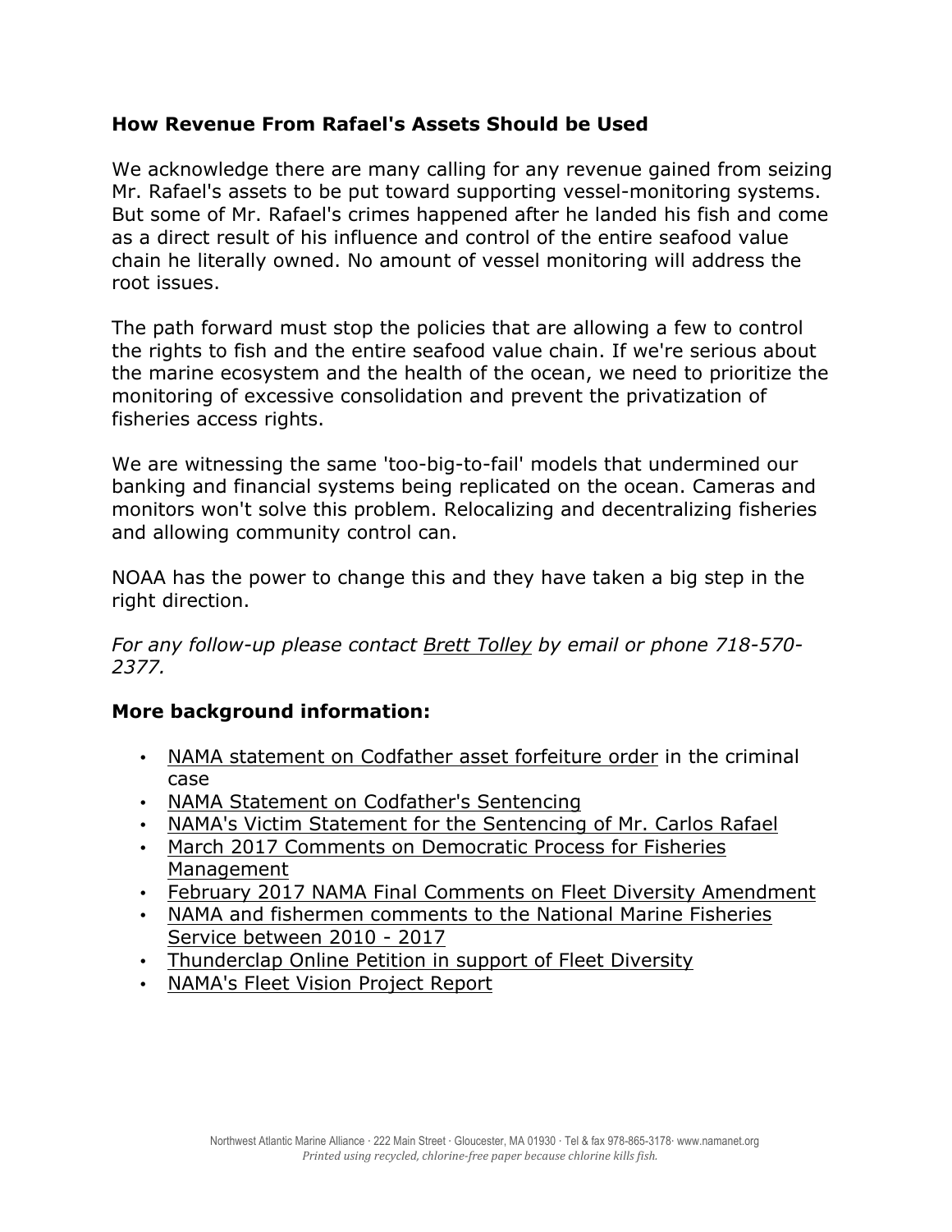## How Revenue From Rafael's Assets Should be Used

We acknowledge there are many calling for any revenue gained from seizing Mr. Rafael's assets to be put toward supporting vessel-monitoring systems. But some of Mr. Rafael's crimes happened after he landed his fish and come as a direct result of his influence and control of the entire seafood value chain he literally owned. No amount of vessel monitoring will address the root issues.

The path forward must stop the policies that are allowing a few to control the rights to fish and the entire seafood value chain. If we're serious about the marine ecosystem and the health of the ocean, we need to prioritize the monitoring of excessive consolidation and prevent the privatization of fisheries access rights.

We are witnessing the same 'too-big-to-fail' models that undermined our banking and financial systems being replicated on the ocean. Cameras and monitors won't solve this problem. Relocalizing and decentralizing fisheries and allowing community control can.

NOAA has the power to change this and they have taken a big step in the right direction.

*For any follow-up please contact Brett Tolley by email or phone 718-570-2377.*

## More background information:

- NAMA statement on Codfather asset forfeiture order in the criminal case
- NAMA Statement on Codfather's Sentencing
- NAMA's Victim Statement for the Sentencing of Mr. Carlos Rafael
- March 2017 Comments on Democratic Process for Fisheries Management
- February 2017 NAMA Final Comments on Fleet Diversity Amendment
- NAMA and fishermen comments to the National Marine Fisheries Service between 2010 - 2017
- Thunderclap Online Petition in support of Fleet Diversity
- NAMA's Fleet Vision Project Report

Northwest Atlantic Marine Alliance · 222 Main Street · Gloucester, MA 01930 · Tel & fax 978-865-3178· www.namanet.org
*Printed using recycled, chlorine-free paper because chlorine kills fish.*